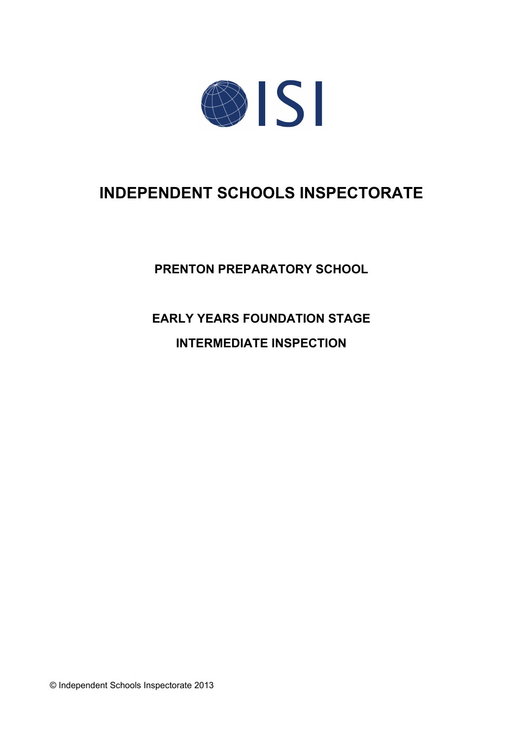ISI

# INDEPENDENT SCHOOLS INSPECTORATE

## PRENTON PREPARATORY SCHOOL

## EARLY YEARS FOUNDATION STAGE

## INTERMEDIATE INSPECTION

© Independent Schools Inspectorate 2013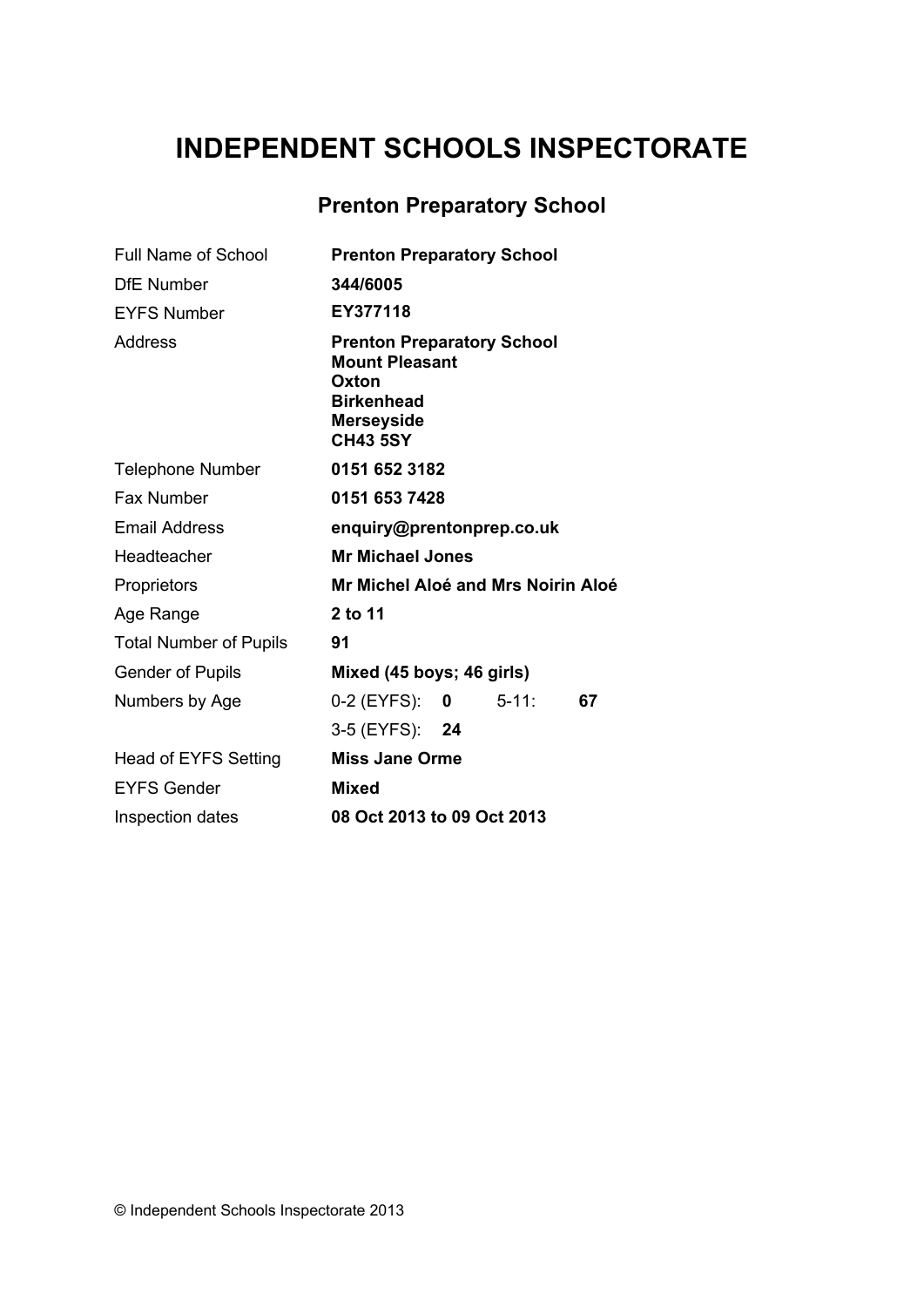# INDEPENDENT SCHOOLS INSPECTORATE

## Prenton Preparatory School

| | |
|---|---|
| Full Name of School | **Prenton Preparatory School** |
| DfE Number | **344/6005** |
| EYFS Number | **EY377118** |
| Address | **Prenton Preparatory School**<br>**Mount Pleasant**<br>**Oxton**<br>**Birkenhead**<br>**Merseyside**<br>**CH43 5SY** |
| Telephone Number | **0151 652 3182** |
| Fax Number | **0151 653 7428** |
| Email Address | **enquiry@prentonprep.co.uk** |
| Headteacher | **Mr Michael Jones** |
| Proprietors | **Mr Michel Aloé and Mrs Noirin Aloé** |
| Age Range | **2 to 11** |
| Total Number of Pupils | **91** |
| Gender of Pupils | **Mixed (45 boys; 46 girls)** |
| Numbers by Age | 0-2 (EYFS): **0** 5-11: **67** |
| | 3-5 (EYFS): **24** |
| Head of EYFS Setting | **Miss Jane Orme** |
| EYFS Gender | **Mixed** |
| Inspection dates | **08 Oct 2013 to 09 Oct 2013** |

© Independent Schools Inspectorate 2013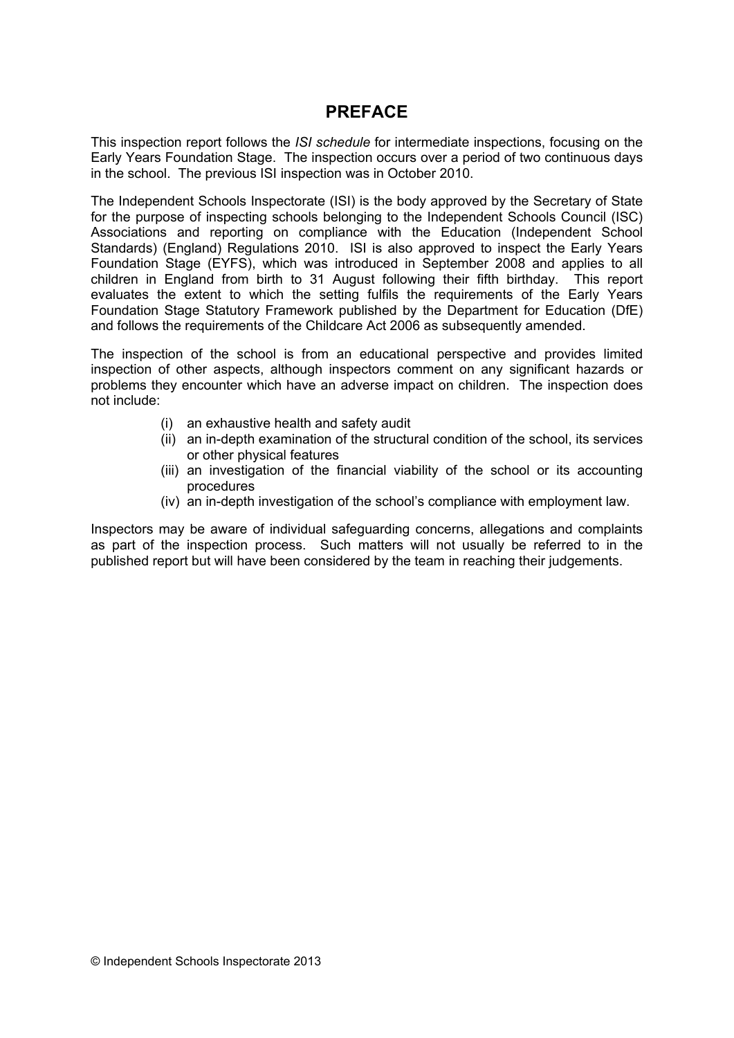# PREFACE

This inspection report follows the *ISI schedule* for intermediate inspections, focusing on the Early Years Foundation Stage. The inspection occurs over a period of two continuous days in the school. The previous ISI inspection was in October 2010.

The Independent Schools Inspectorate (ISI) is the body approved by the Secretary of State for the purpose of inspecting schools belonging to the Independent Schools Council (ISC) Associations and reporting on compliance with the Education (Independent School Standards) (England) Regulations 2010. ISI is also approved to inspect the Early Years Foundation Stage (EYFS), which was introduced in September 2008 and applies to all children in England from birth to 31 August following their fifth birthday. This report evaluates the extent to which the setting fulfils the requirements of the Early Years Foundation Stage Statutory Framework published by the Department for Education (DfE) and follows the requirements of the Childcare Act 2006 as subsequently amended.

The inspection of the school is from an educational perspective and provides limited inspection of other aspects, although inspectors comment on any significant hazards or problems they encounter which have an adverse impact on children. The inspection does not include:

(i) an exhaustive health and safety audit
(ii) an in-depth examination of the structural condition of the school, its services or other physical features
(iii) an investigation of the financial viability of the school or its accounting procedures
(iv) an in-depth investigation of the school's compliance with employment law.

Inspectors may be aware of individual safeguarding concerns, allegations and complaints as part of the inspection process. Such matters will not usually be referred to in the published report but will have been considered by the team in reaching their judgements.

© Independent Schools Inspectorate 2013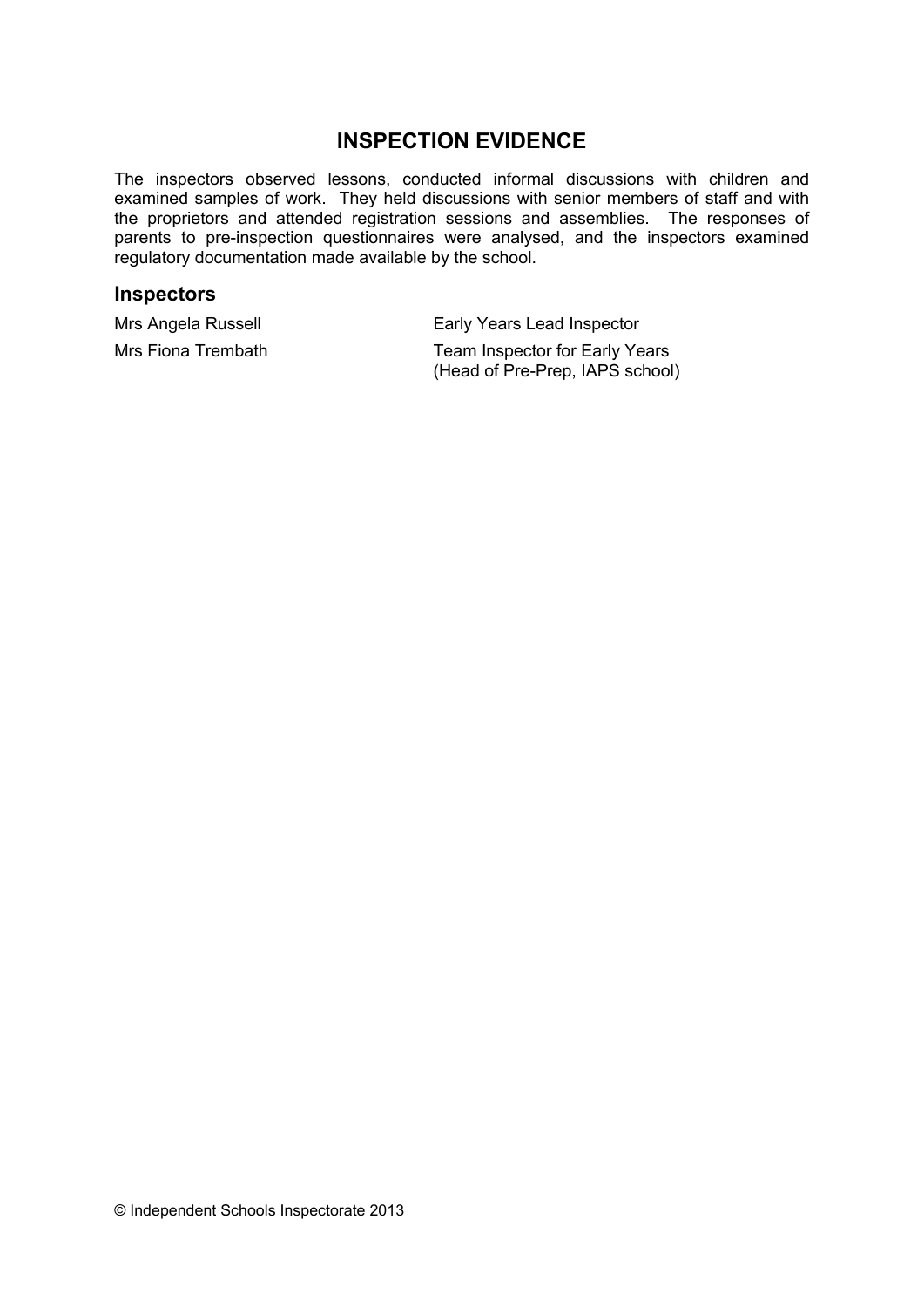## INSPECTION EVIDENCE

The inspectors observed lessons, conducted informal discussions with children and examined samples of work. They held discussions with senior members of staff and with the proprietors and attended registration sessions and assemblies. The responses of parents to pre-inspection questionnaires were analysed, and the inspectors examined regulatory documentation made available by the school.

### Inspectors

| | |
|---|---|
| Mrs Angela Russell | Early Years Lead Inspector |
| Mrs Fiona Trembath | Team Inspector for Early Years (Head of Pre-Prep, IAPS school) |

© Independent Schools Inspectorate 2013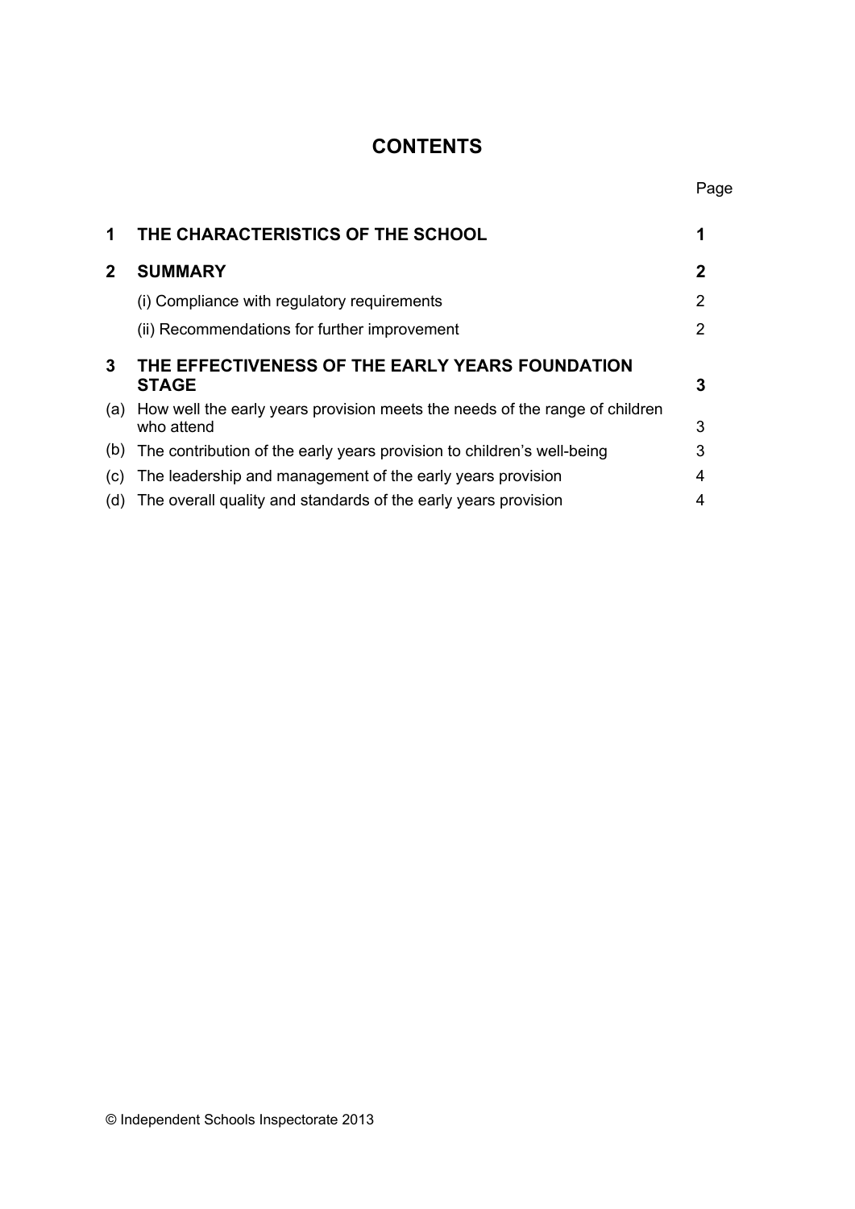# CONTENTS

| | | Page |
|---|---|---|
| **1** | **THE CHARACTERISTICS OF THE SCHOOL** | **1** |
| **2** | **SUMMARY** | **2** |
| | (i) Compliance with regulatory requirements | 2 |
| | (ii) Recommendations for further improvement | 2 |
| **3** | **THE EFFECTIVENESS OF THE EARLY YEARS FOUNDATION STAGE** | **3** |
| (a) | How well the early years provision meets the needs of the range of children who attend | 3 |
| (b) | The contribution of the early years provision to children's well-being | 3 |
| (c) | The leadership and management of the early years provision | 4 |
| (d) | The overall quality and standards of the early years provision | 4 |

© Independent Schools Inspectorate 2013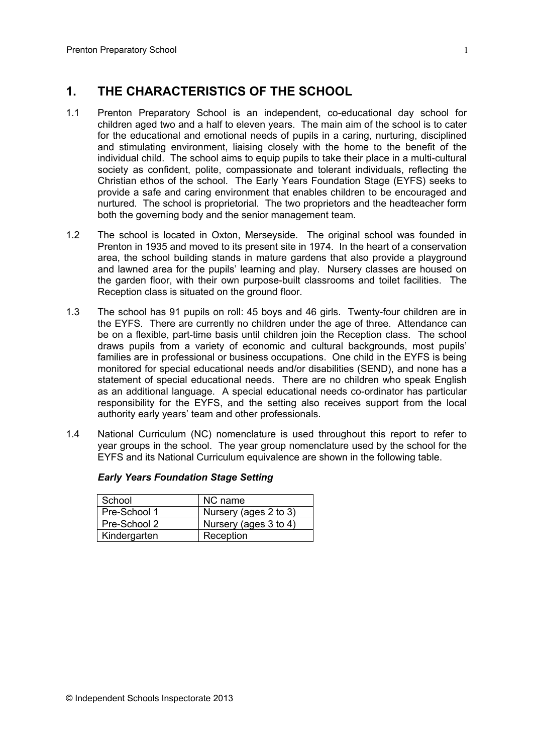## 1. THE CHARACTERISTICS OF THE SCHOOL

1.1 Prenton Preparatory School is an independent, co-educational day school for children aged two and a half to eleven years. The main aim of the school is to cater for the educational and emotional needs of pupils in a caring, nurturing, disciplined and stimulating environment, liaising closely with the home to the benefit of the individual child. The school aims to equip pupils to take their place in a multi-cultural society as confident, polite, compassionate and tolerant individuals, reflecting the Christian ethos of the school. The Early Years Foundation Stage (EYFS) seeks to provide a safe and caring environment that enables children to be encouraged and nurtured. The school is proprietorial. The two proprietors and the headteacher form both the governing body and the senior management team.

1.2 The school is located in Oxton, Merseyside. The original school was founded in Prenton in 1935 and moved to its present site in 1974. In the heart of a conservation area, the school building stands in mature gardens that also provide a playground and lawned area for the pupils' learning and play. Nursery classes are housed on the garden floor, with their own purpose-built classrooms and toilet facilities. The Reception class is situated on the ground floor.

1.3 The school has 91 pupils on roll: 45 boys and 46 girls. Twenty-four children are in the EYFS. There are currently no children under the age of three. Attendance can be on a flexible, part-time basis until children join the Reception class. The school draws pupils from a variety of economic and cultural backgrounds, most pupils' families are in professional or business occupations. One child in the EYFS is being monitored for special educational needs and/or disabilities (SEND), and none has a statement of special educational needs. There are no children who speak English as an additional language. A special educational needs co-ordinator has particular responsibility for the EYFS, and the setting also receives support from the local authority early years' team and other professionals.

1.4 National Curriculum (NC) nomenclature is used throughout this report to refer to year groups in the school. The year group nomenclature used by the school for the EYFS and its National Curriculum equivalence are shown in the following table.

***Early Years Foundation Stage Setting***

| School | NC name |
|---|---|
| Pre-School 1 | Nursery (ages 2 to 3) |
| Pre-School 2 | Nursery (ages 3 to 4) |
| Kindergarten | Reception |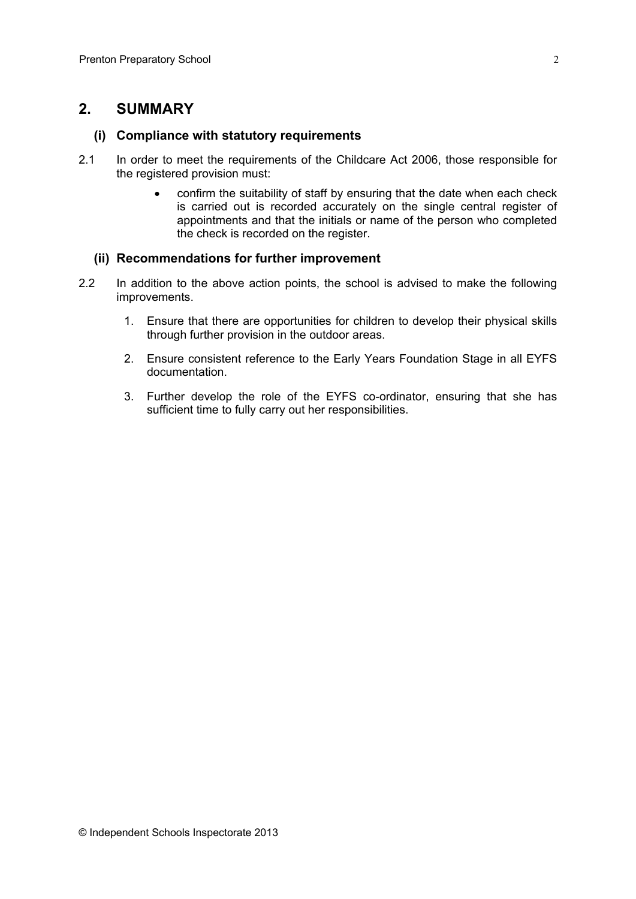## 2. SUMMARY

### (i) Compliance with statutory requirements

2.1 In order to meet the requirements of the Childcare Act 2006, those responsible for the registered provision must:

- confirm the suitability of staff by ensuring that the date when each check is carried out is recorded accurately on the single central register of appointments and that the initials or name of the person who completed the check is recorded on the register.

### (ii) Recommendations for further improvement

2.2 In addition to the above action points, the school is advised to make the following improvements.

1. Ensure that there are opportunities for children to develop their physical skills through further provision in the outdoor areas.
2. Ensure consistent reference to the Early Years Foundation Stage in all EYFS documentation.
3. Further develop the role of the EYFS co-ordinator, ensuring that she has sufficient time to fully carry out her responsibilities.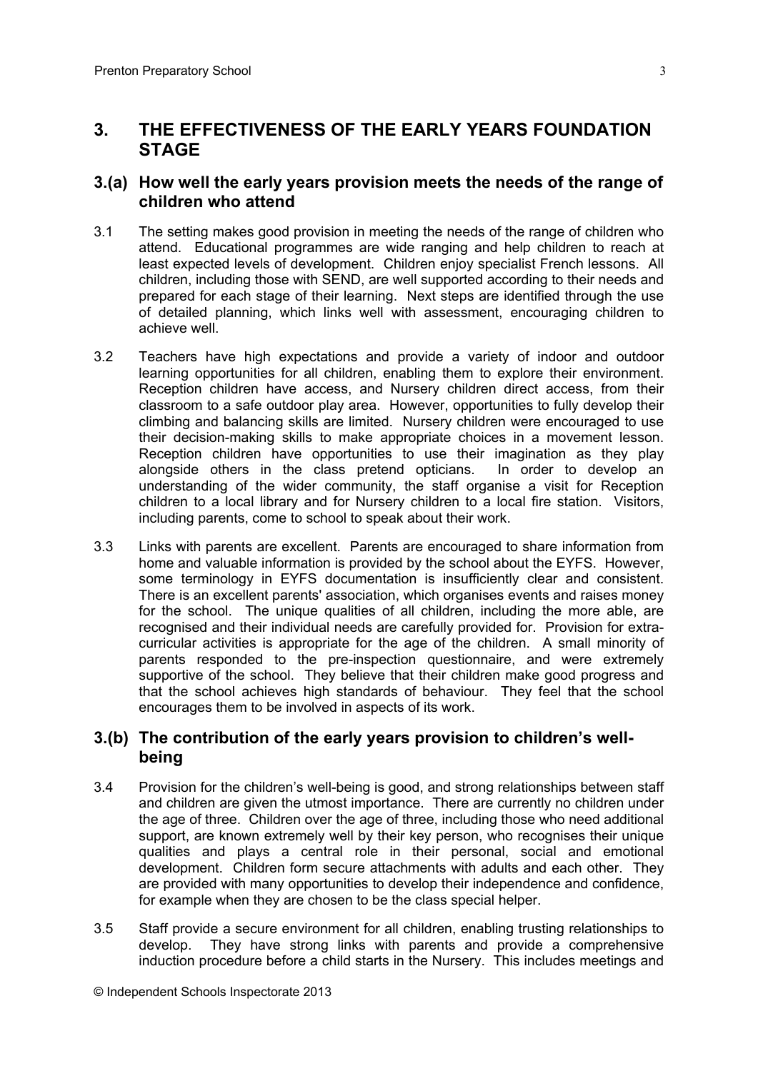## 3. THE EFFECTIVENESS OF THE EARLY YEARS FOUNDATION STAGE

### 3.(a) How well the early years provision meets the needs of the range of children who attend

3.1 The setting makes good provision in meeting the needs of the range of children who attend. Educational programmes are wide ranging and help children to reach at least expected levels of development. Children enjoy specialist French lessons. All children, including those with SEND, are well supported according to their needs and prepared for each stage of their learning. Next steps are identified through the use of detailed planning, which links well with assessment, encouraging children to achieve well.

3.2 Teachers have high expectations and provide a variety of indoor and outdoor learning opportunities for all children, enabling them to explore their environment. Reception children have access, and Nursery children direct access, from their classroom to a safe outdoor play area. However, opportunities to fully develop their climbing and balancing skills are limited. Nursery children were encouraged to use their decision-making skills to make appropriate choices in a movement lesson. Reception children have opportunities to use their imagination as they play alongside others in the class pretend opticians. In order to develop an understanding of the wider community, the staff organise a visit for Reception children to a local library and for Nursery children to a local fire station. Visitors, including parents, come to school to speak about their work.

3.3 Links with parents are excellent. Parents are encouraged to share information from home and valuable information is provided by the school about the EYFS. However, some terminology in EYFS documentation is insufficiently clear and consistent. There is an excellent parents' association, which organises events and raises money for the school. The unique qualities of all children, including the more able, are recognised and their individual needs are carefully provided for. Provision for extra-curricular activities is appropriate for the age of the children. A small minority of parents responded to the pre-inspection questionnaire, and were extremely supportive of the school. They believe that their children make good progress and that the school achieves high standards of behaviour. They feel that the school encourages them to be involved in aspects of its work.

### 3.(b) The contribution of the early years provision to children's well-being

3.4 Provision for the children's well-being is good, and strong relationships between staff and children are given the utmost importance. There are currently no children under the age of three. Children over the age of three, including those who need additional support, are known extremely well by their key person, who recognises their unique qualities and plays a central role in their personal, social and emotional development. Children form secure attachments with adults and each other. They are provided with many opportunities to develop their independence and confidence, for example when they are chosen to be the class special helper.

3.5 Staff provide a secure environment for all children, enabling trusting relationships to develop. They have strong links with parents and provide a comprehensive induction procedure before a child starts in the Nursery. This includes meetings and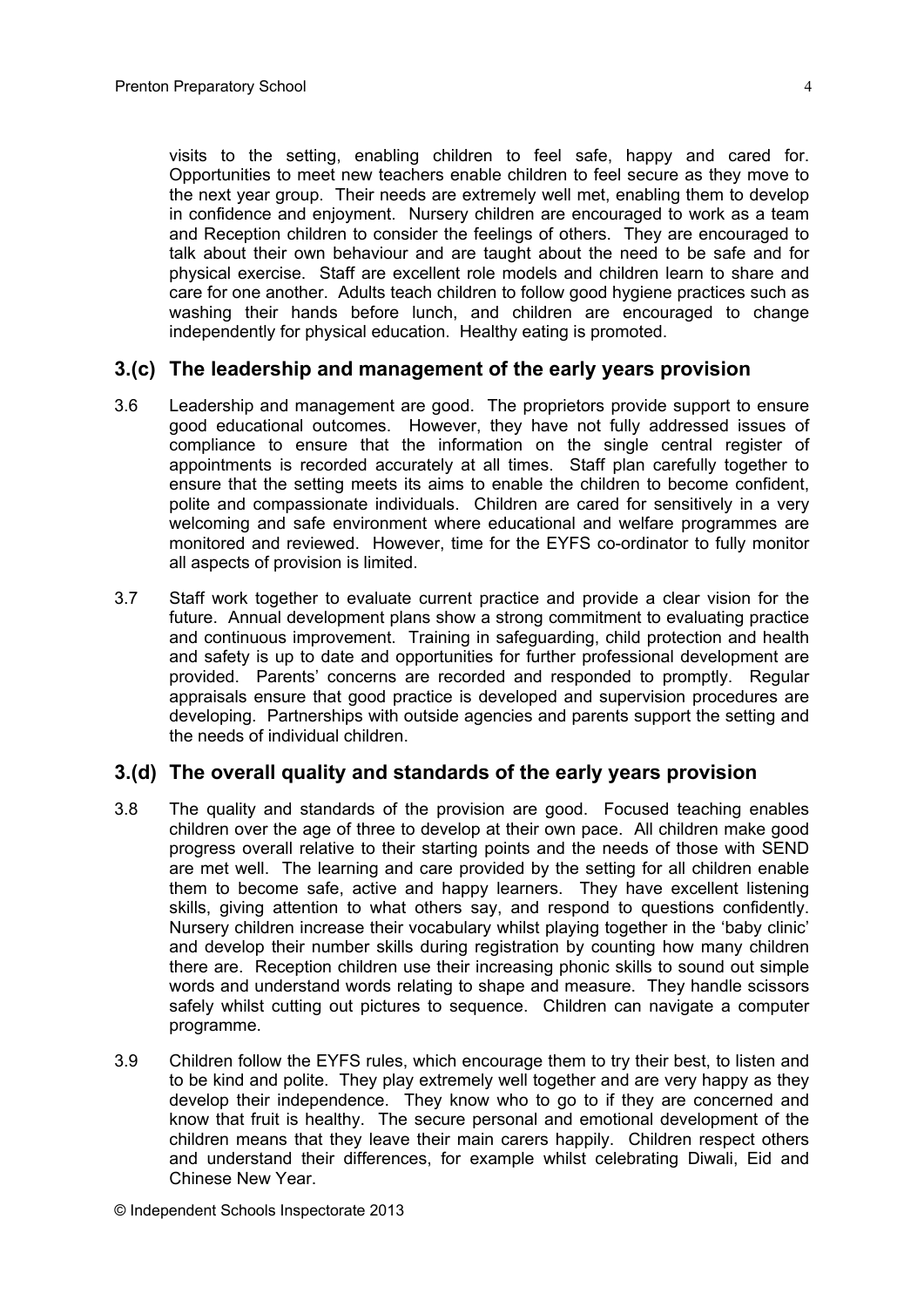visits to the setting, enabling children to feel safe, happy and cared for. Opportunities to meet new teachers enable children to feel secure as they move to the next year group. Their needs are extremely well met, enabling them to develop in confidence and enjoyment. Nursery children are encouraged to work as a team and Reception children to consider the feelings of others. They are encouraged to talk about their own behaviour and are taught about the need to be safe and for physical exercise. Staff are excellent role models and children learn to share and care for one another. Adults teach children to follow good hygiene practices such as washing their hands before lunch, and children are encouraged to change independently for physical education. Healthy eating is promoted.

## 3.(c) The leadership and management of the early years provision

3.6 Leadership and management are good. The proprietors provide support to ensure good educational outcomes. However, they have not fully addressed issues of compliance to ensure that the information on the single central register of appointments is recorded accurately at all times. Staff plan carefully together to ensure that the setting meets its aims to enable the children to become confident, polite and compassionate individuals. Children are cared for sensitively in a very welcoming and safe environment where educational and welfare programmes are monitored and reviewed. However, time for the EYFS co-ordinator to fully monitor all aspects of provision is limited.

3.7 Staff work together to evaluate current practice and provide a clear vision for the future. Annual development plans show a strong commitment to evaluating practice and continuous improvement. Training in safeguarding, child protection and health and safety is up to date and opportunities for further professional development are provided. Parents' concerns are recorded and responded to promptly. Regular appraisals ensure that good practice is developed and supervision procedures are developing. Partnerships with outside agencies and parents support the setting and the needs of individual children.

## 3.(d) The overall quality and standards of the early years provision

3.8 The quality and standards of the provision are good. Focused teaching enables children over the age of three to develop at their own pace. All children make good progress overall relative to their starting points and the needs of those with SEND are met well. The learning and care provided by the setting for all children enable them to become safe, active and happy learners. They have excellent listening skills, giving attention to what others say, and respond to questions confidently. Nursery children increase their vocabulary whilst playing together in the 'baby clinic' and develop their number skills during registration by counting how many children there are. Reception children use their increasing phonic skills to sound out simple words and understand words relating to shape and measure. They handle scissors safely whilst cutting out pictures to sequence. Children can navigate a computer programme.

3.9 Children follow the EYFS rules, which encourage them to try their best, to listen and to be kind and polite. They play extremely well together and are very happy as they develop their independence. They know who to go to if they are concerned and know that fruit is healthy. The secure personal and emotional development of the children means that they leave their main carers happily. Children respect others and understand their differences, for example whilst celebrating Diwali, Eid and Chinese New Year.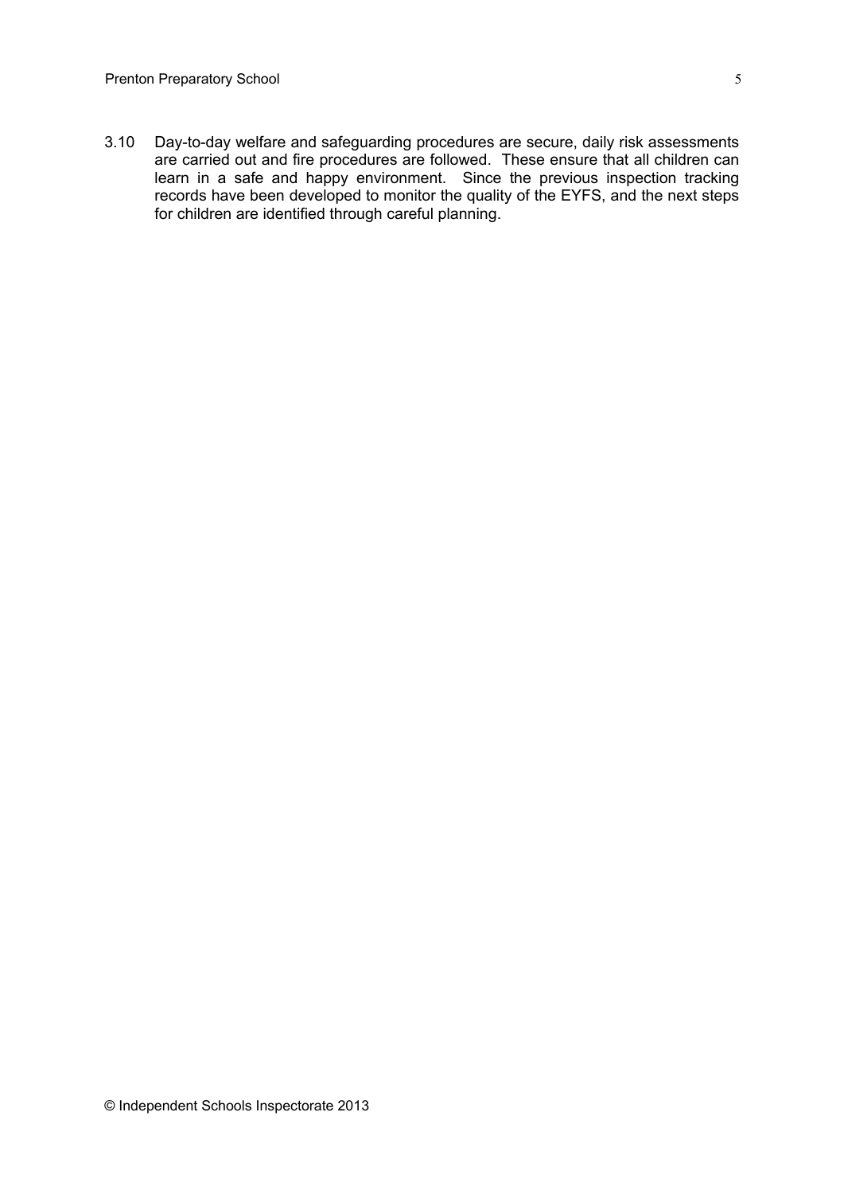3.10 Day-to-day welfare and safeguarding procedures are secure, daily risk assessments are carried out and fire procedures are followed. These ensure that all children can learn in a safe and happy environment. Since the previous inspection tracking records have been developed to monitor the quality of the EYFS, and the next steps for children are identified through careful planning.